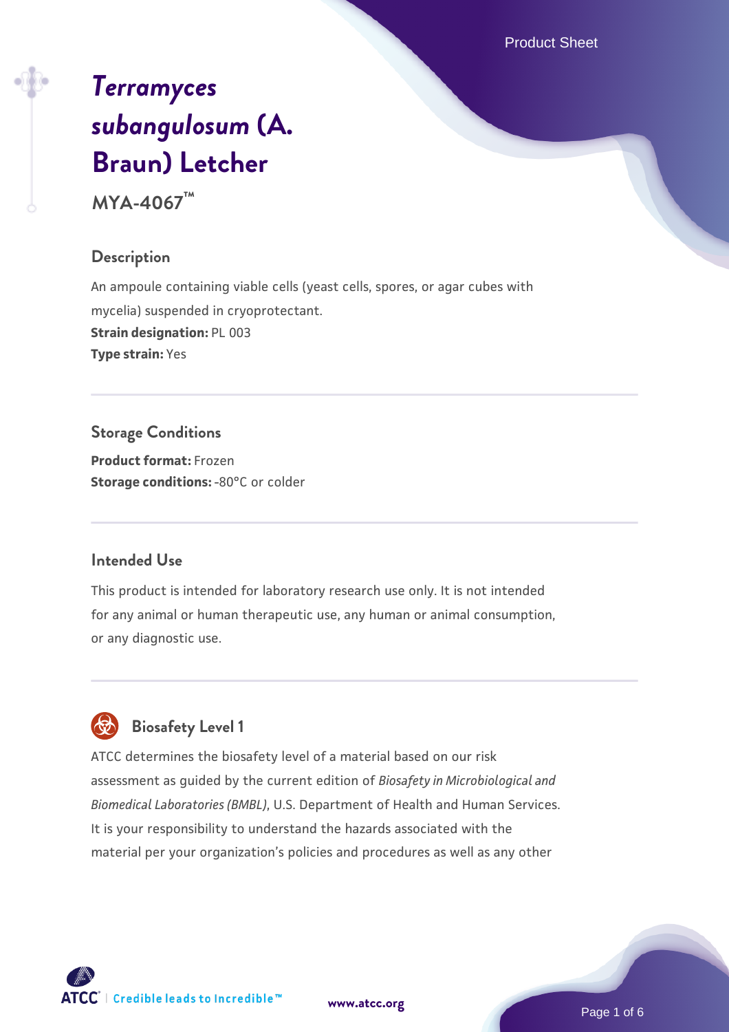# *Terramyces subangulosum* (A. Braun) Letcher

**MYA-4067™**

## Description

An ampoule containing viable cells (yeast cells, spores, or agar cubes with mycelia) suspended in cryoprotectant.

**Strain designation:** PL 003

**Type strain:** Yes

## Storage Conditions

**Product format:** Frozen

**Storage conditions:** -80°C or colder

## Intended Use

This product is intended for laboratory research use only. It is not intended for any animal or human therapeutic use, any human or animal consumption, or any diagnostic use.

## Biosafety Level 1

ATCC determines the biosafety level of a material based on our risk assessment as guided by the current edition of *Biosafety in Microbiological and Biomedical Laboratories (BMBL)*, U.S. Department of Health and Human Services. It is your responsibility to understand the hazards associated with the material per your organization's policies and procedures as well as any other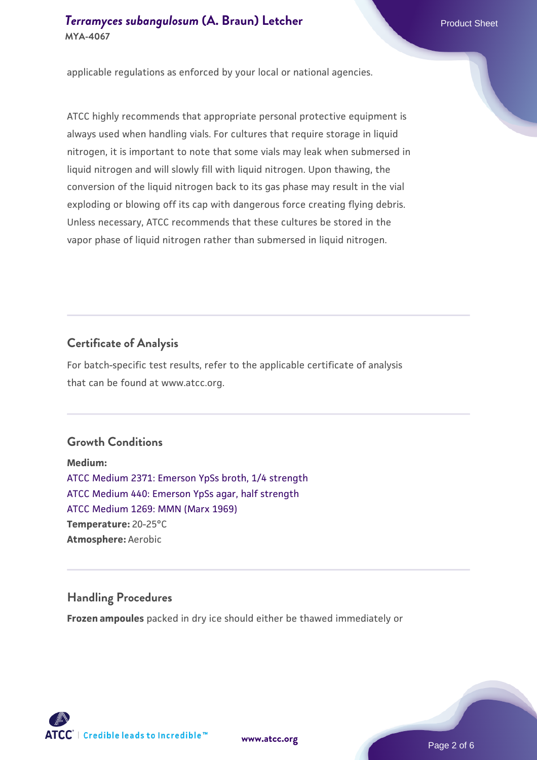applicable regulations as enforced by your local or national agencies.

ATCC highly recommends that appropriate personal protective equipment is always used when handling vials. For cultures that require storage in liquid nitrogen, it is important to note that some vials may leak when submersed in liquid nitrogen and will slowly fill with liquid nitrogen. Upon thawing, the conversion of the liquid nitrogen back to its gas phase may result in the vial exploding or blowing off its cap with dangerous force creating flying debris. Unless necessary, ATCC recommends that these cultures be stored in the vapor phase of liquid nitrogen rather than submersed in liquid nitrogen.

## Certificate of Analysis

For batch-specific test results, refer to the applicable certificate of analysis that can be found at www.atcc.org.

## Growth Conditions

**Medium:**
ATCC Medium 2371: Emerson YpSs broth, 1/4 strength
ATCC Medium 440: Emerson YpSs agar, half strength
ATCC Medium 1269: MMN (Marx 1969)
**Temperature:** 20-25°C
**Atmosphere:** Aerobic

## Handling Procedures

**Frozen ampoules** packed in dry ice should either be thawed immediately or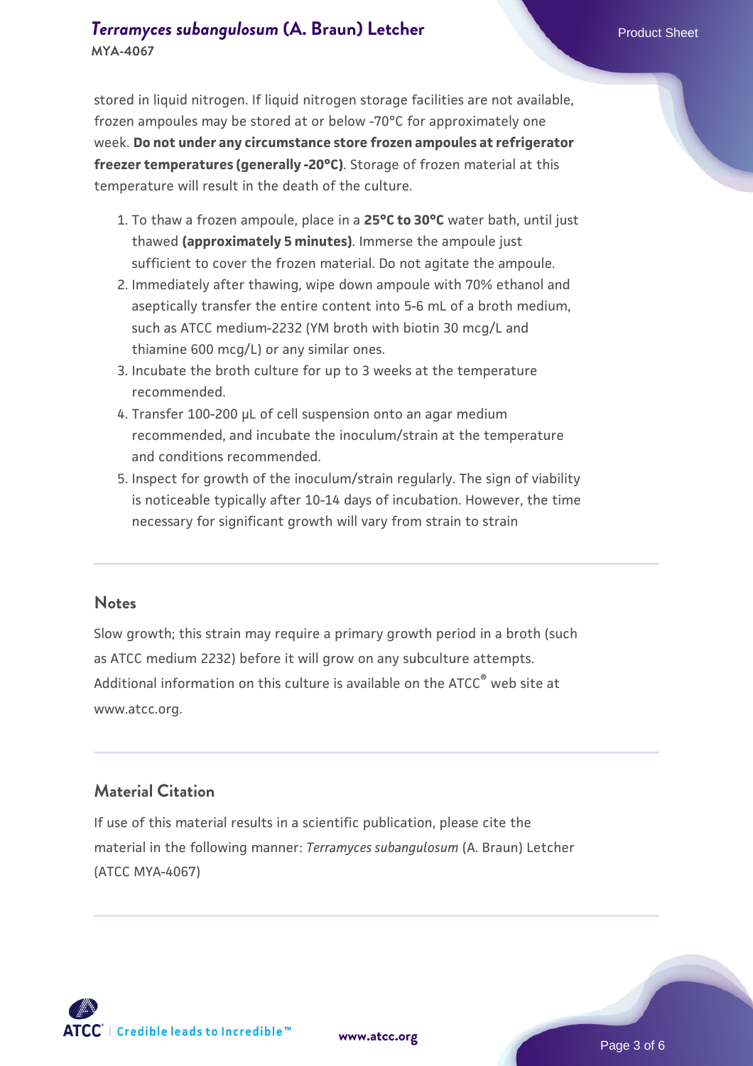stored in liquid nitrogen. If liquid nitrogen storage facilities are not available, frozen ampoules may be stored at or below -70°C for approximately one week. **Do not under any circumstance store frozen ampoules at refrigerator freezer temperatures (generally -20°C)**. Storage of frozen material at this temperature will result in the death of the culture.

1. To thaw a frozen ampoule, place in a **25°C to 30°C** water bath, until just thawed **(approximately 5 minutes)**. Immerse the ampoule just sufficient to cover the frozen material. Do not agitate the ampoule.
2. Immediately after thawing, wipe down ampoule with 70% ethanol and aseptically transfer the entire content into 5-6 mL of a broth medium, such as ATCC medium-2232 (YM broth with biotin 30 mcg/L and thiamine 600 mcg/L) or any similar ones.
3. Incubate the broth culture for up to 3 weeks at the temperature recommended.
4. Transfer 100-200 µL of cell suspension onto an agar medium recommended, and incubate the inoculum/strain at the temperature and conditions recommended.
5. Inspect for growth of the inoculum/strain regularly. The sign of viability is noticeable typically after 10-14 days of incubation. However, the time necessary for significant growth will vary from strain to strain

## Notes

Slow growth; this strain may require a primary growth period in a broth (such as ATCC medium 2232) before it will grow on any subculture attempts. Additional information on this culture is available on the ATCC® web site at www.atcc.org.

## Material Citation

If use of this material results in a scientific publication, please cite the material in the following manner: *Terramyces subangulosum* (A. Braun) Letcher (ATCC MYA-4067)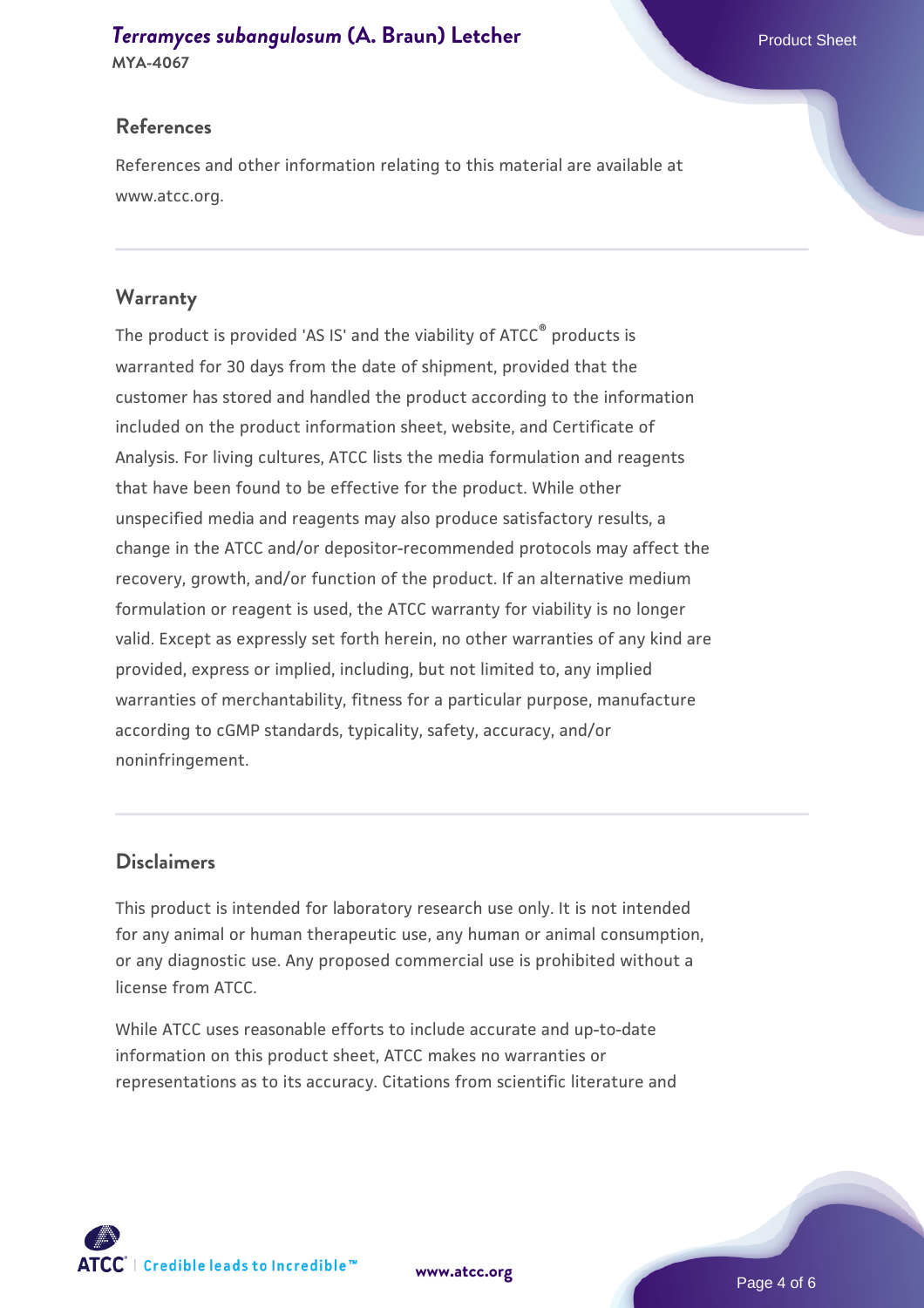## References

References and other information relating to this material are available at www.atcc.org.

## Warranty

The product is provided 'AS IS' and the viability of ATCC® products is warranted for 30 days from the date of shipment, provided that the customer has stored and handled the product according to the information included on the product information sheet, website, and Certificate of Analysis. For living cultures, ATCC lists the media formulation and reagents that have been found to be effective for the product. While other unspecified media and reagents may also produce satisfactory results, a change in the ATCC and/or depositor-recommended protocols may affect the recovery, growth, and/or function of the product. If an alternative medium formulation or reagent is used, the ATCC warranty for viability is no longer valid. Except as expressly set forth herein, no other warranties of any kind are provided, express or implied, including, but not limited to, any implied warranties of merchantability, fitness for a particular purpose, manufacture according to cGMP standards, typicality, safety, accuracy, and/or noninfringement.

## Disclaimers

This product is intended for laboratory research use only. It is not intended for any animal or human therapeutic use, any human or animal consumption, or any diagnostic use. Any proposed commercial use is prohibited without a license from ATCC.

While ATCC uses reasonable efforts to include accurate and up-to-date information on this product sheet, ATCC makes no warranties or representations as to its accuracy. Citations from scientific literature and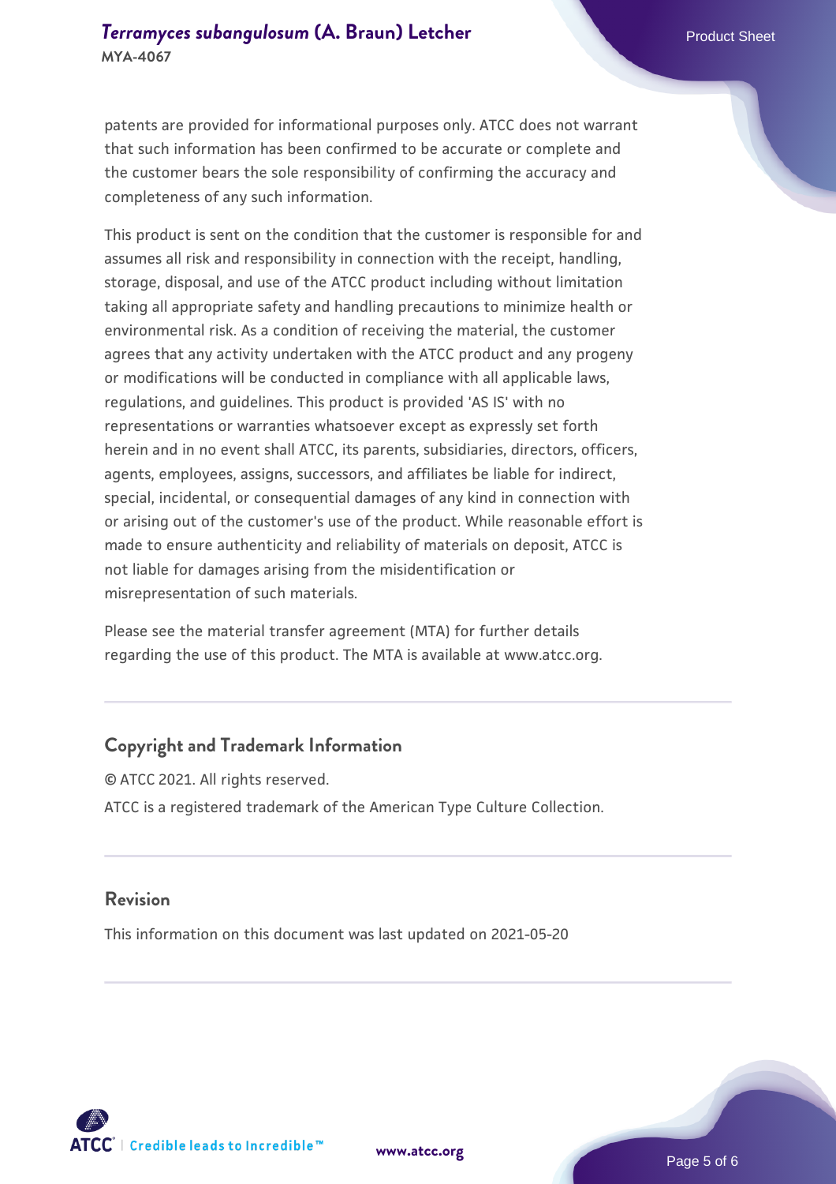patents are provided for informational purposes only. ATCC does not warrant that such information has been confirmed to be accurate or complete and the customer bears the sole responsibility of confirming the accuracy and completeness of any such information.

This product is sent on the condition that the customer is responsible for and assumes all risk and responsibility in connection with the receipt, handling, storage, disposal, and use of the ATCC product including without limitation taking all appropriate safety and handling precautions to minimize health or environmental risk. As a condition of receiving the material, the customer agrees that any activity undertaken with the ATCC product and any progeny or modifications will be conducted in compliance with all applicable laws, regulations, and guidelines. This product is provided 'AS IS' with no representations or warranties whatsoever except as expressly set forth herein and in no event shall ATCC, its parents, subsidiaries, directors, officers, agents, employees, assigns, successors, and affiliates be liable for indirect, special, incidental, or consequential damages of any kind in connection with or arising out of the customer's use of the product. While reasonable effort is made to ensure authenticity and reliability of materials on deposit, ATCC is not liable for damages arising from the misidentification or misrepresentation of such materials.

Please see the material transfer agreement (MTA) for further details regarding the use of this product. The MTA is available at www.atcc.org.

## Copyright and Trademark Information

© ATCC 2021. All rights reserved.

ATCC is a registered trademark of the American Type Culture Collection.

## Revision

This information on this document was last updated on 2021-05-20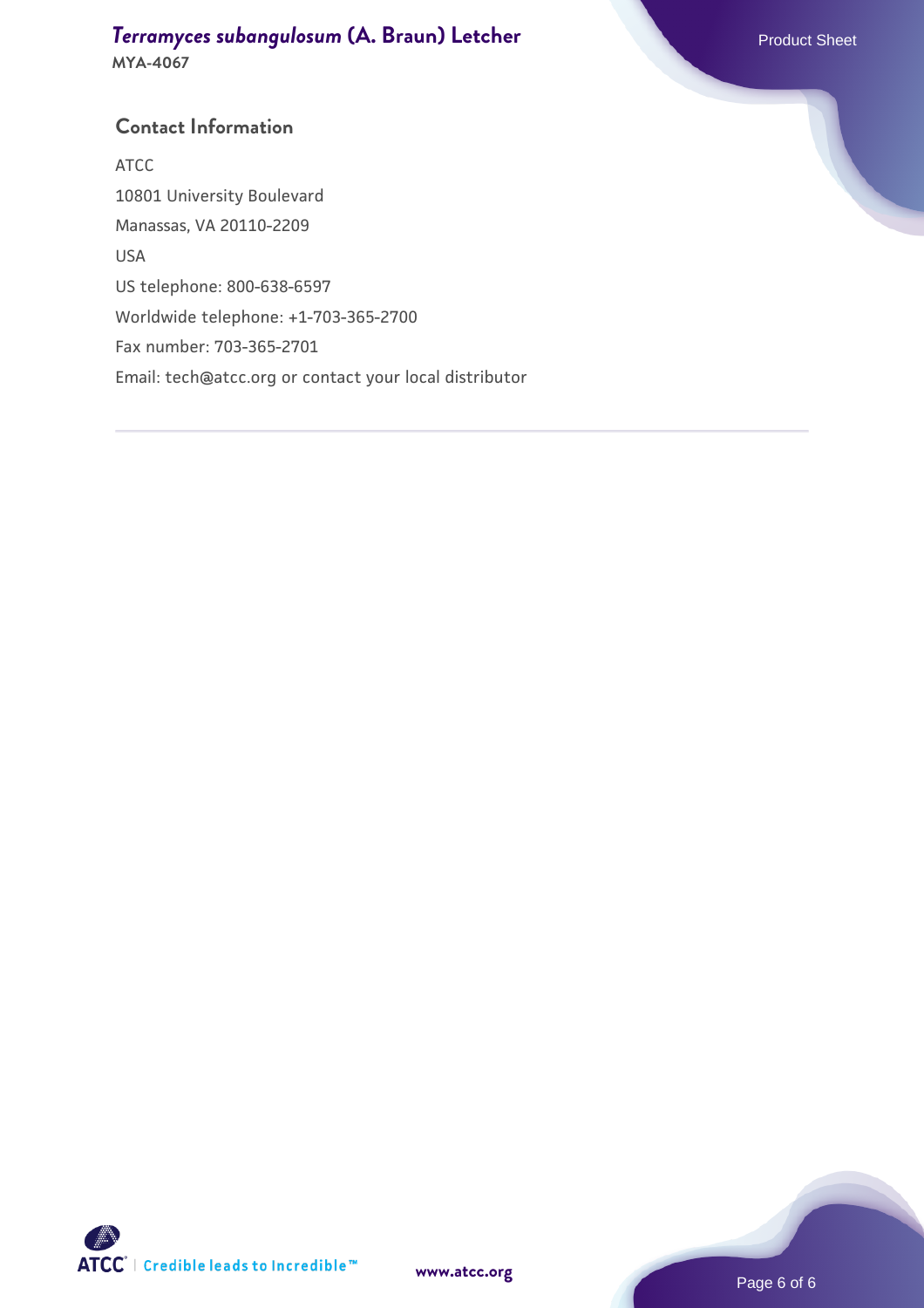## Contact Information

ATCC

10801 University Boulevard

Manassas, VA 20110-2209

USA

US telephone: 800-638-6597

Worldwide telephone: +1-703-365-2700

Fax number: 703-365-2701

Email: tech@atcc.org or contact your local distributor